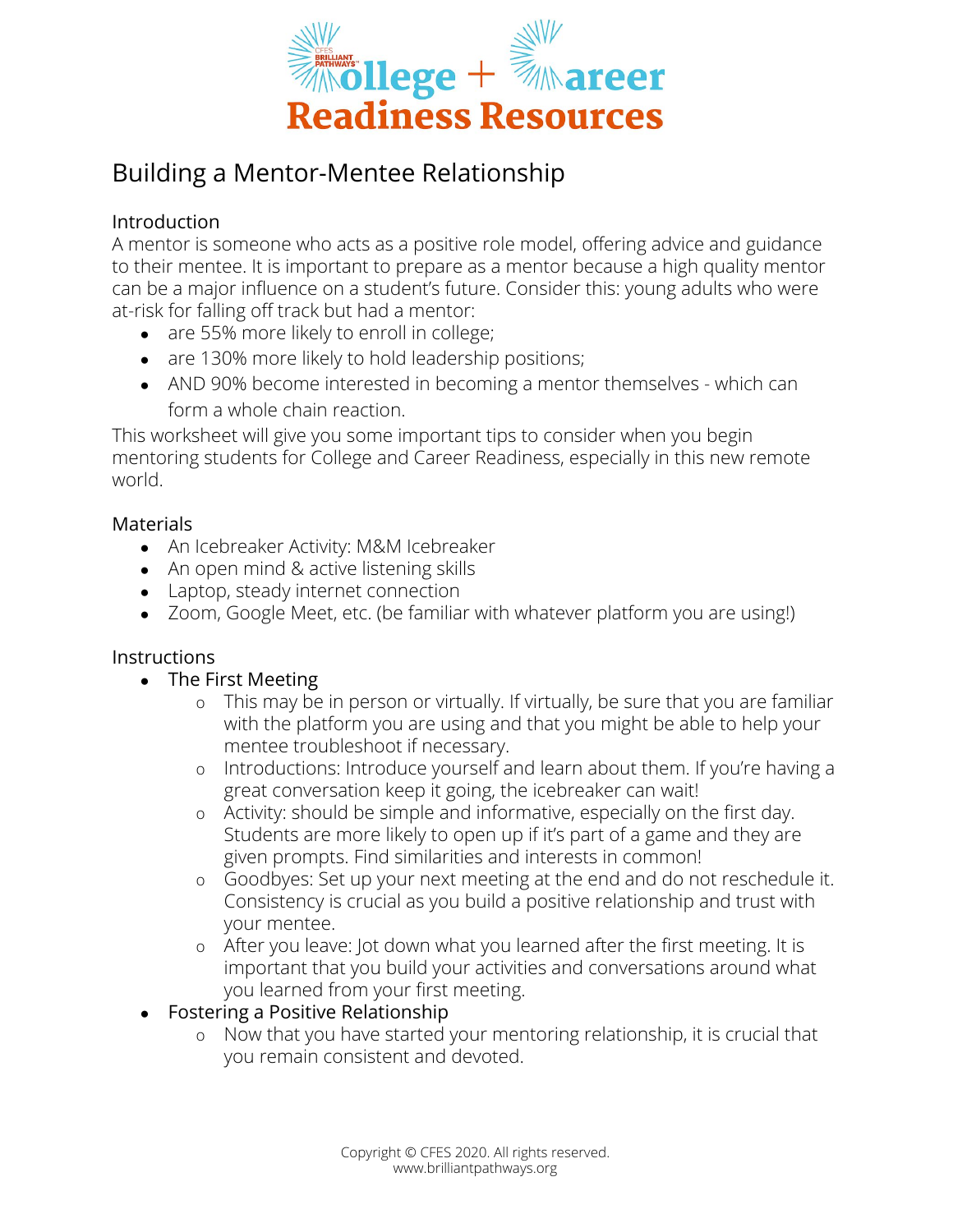# College + Career Readiness Resources

## Building a Mentor-Mentee Relationship

### Introduction

A mentor is someone who acts as a positive role model, offering advice and guidance to their mentee. It is important to prepare as a mentor because a high quality mentor can be a major influence on a student's future. Consider this: young adults who were at-risk for falling off track but had a mentor:

- are 55% more likely to enroll in college;
- are 130% more likely to hold leadership positions;
- AND 90% become interested in becoming a mentor themselves - which can form a whole chain reaction.

This worksheet will give you some important tips to consider when you begin mentoring students for College and Career Readiness, especially in this new remote world.

### Materials

- An Icebreaker Activity: M&M Icebreaker
- An open mind & active listening skills
- Laptop, steady internet connection
- Zoom, Google Meet, etc. (be familiar with whatever platform you are using!)

### Instructions

- The First Meeting
  - This may be in person or virtually. If virtually, be sure that you are familiar with the platform you are using and that you might be able to help your mentee troubleshoot if necessary.
  - Introductions: Introduce yourself and learn about them. If you're having a great conversation keep it going, the icebreaker can wait!
  - Activity: should be simple and informative, especially on the first day. Students are more likely to open up if it's part of a game and they are given prompts. Find similarities and interests in common!
  - Goodbyes: Set up your next meeting at the end and do not reschedule it. Consistency is crucial as you build a positive relationship and trust with your mentee.
  - After you leave: Jot down what you learned after the first meeting. It is important that you build your activities and conversations around what you learned from your first meeting.
- Fostering a Positive Relationship
  - Now that you have started your mentoring relationship, it is crucial that you remain consistent and devoted.

Copyright © CFES 2020. All rights reserved.
www.brilliantpathways.org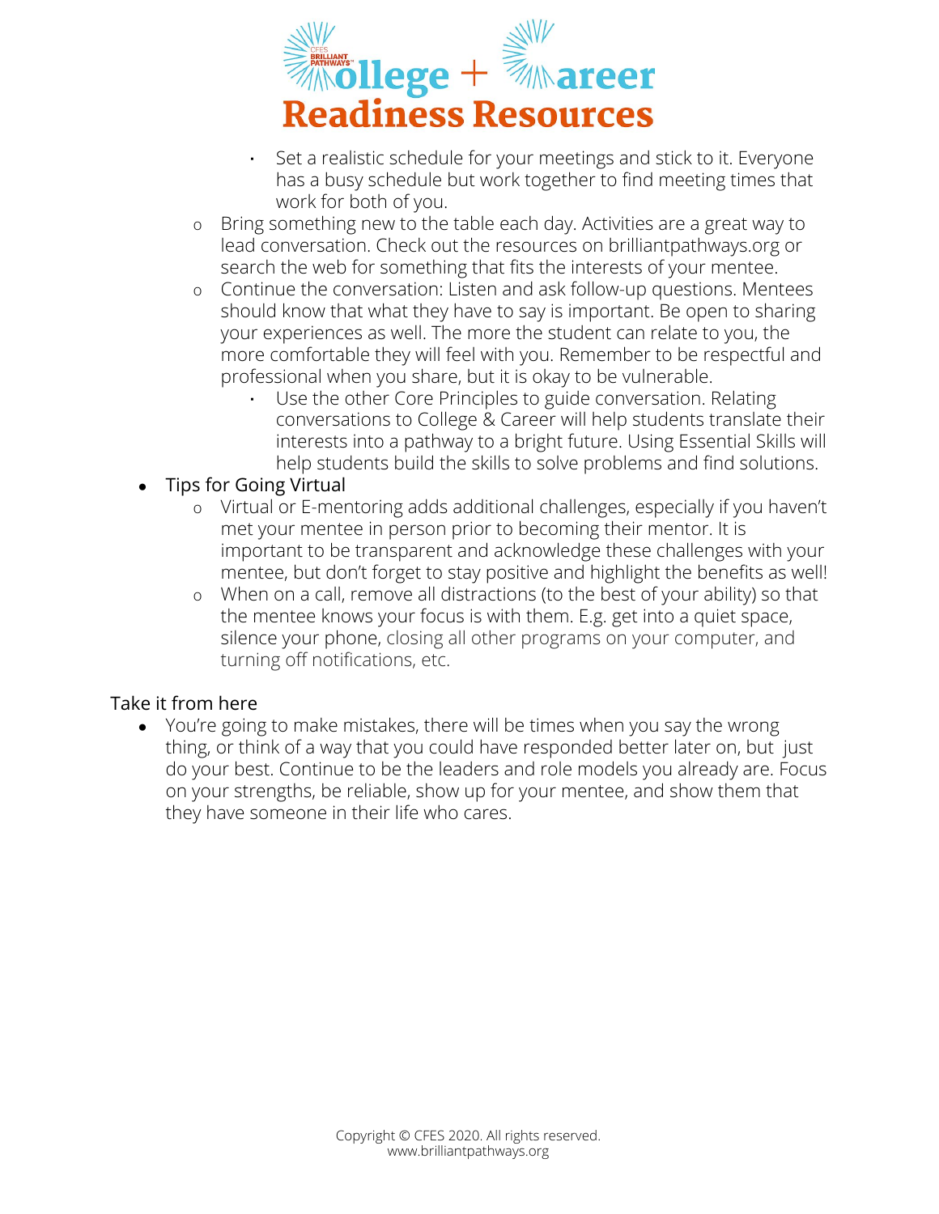- Set a realistic schedule for your meetings and stick to it. Everyone has a busy schedule but work together to find meeting times that work for both of you.
    - Bring something new to the table each day. Activities are a great way to lead conversation. Check out the resources on brilliantpathways.org or search the web for something that fits the interests of your mentee.
    - Continue the conversation: Listen and ask follow-up questions. Mentees should know that what they have to say is important. Be open to sharing your experiences as well. The more the student can relate to you, the more comfortable they will feel with you. Remember to be respectful and professional when you share, but it is okay to be vulnerable.
        - Use the other Core Principles to guide conversation. Relating conversations to College & Career will help students translate their interests into a pathway to a bright future. Using Essential Skills will help students build the skills to solve problems and find solutions.
- Tips for Going Virtual
    - Virtual or E-mentoring adds additional challenges, especially if you haven't met your mentee in person prior to becoming their mentor. It is important to be transparent and acknowledge these challenges with your mentee, but don't forget to stay positive and highlight the benefits as well!
    - When on a call, remove all distractions (to the best of your ability) so that the mentee knows your focus is with them. E.g. get into a quiet space, silence your phone, closing all other programs on your computer, and turning off notifications, etc.

Take it from here

- You're going to make mistakes, there will be times when you say the wrong thing, or think of a way that you could have responded better later on, but just do your best. Continue to be the leaders and role models you already are. Focus on your strengths, be reliable, show up for your mentee, and show them that they have someone in their life who cares.